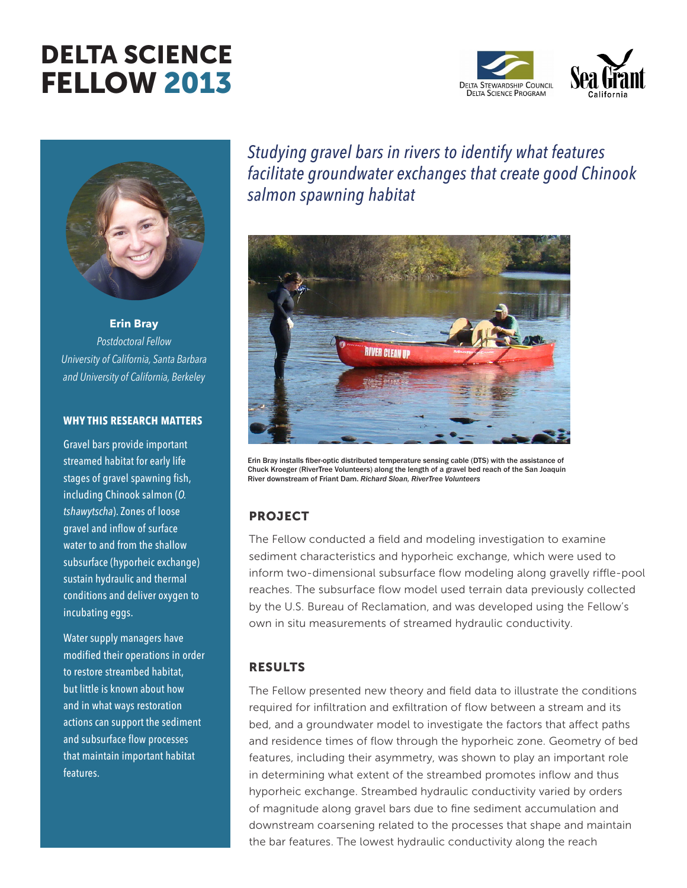# DELTA SCIENCE FELLOW 2013

**Erin Bray**
*Postdoctoral Fellow*
*University of California, Santa Barbara and University of California, Berkeley*

### WHY THIS RESEARCH MATTERS

Gravel bars provide important streamed habitat for early life stages of gravel spawning fish, including Chinook salmon (*O. tshawytscha*). Zones of loose gravel and inflow of surface water to and from the shallow subsurface (hyporheic exchange) sustain hydraulic and thermal conditions and deliver oxygen to incubating eggs.

Water supply managers have modified their operations in order to restore streambed habitat, but little is known about how and in what ways restoration actions can support the sediment and subsurface flow processes that maintain important habitat features.

## *Studying gravel bars in rivers to identify what features facilitate groundwater exchanges that create good Chinook salmon spawning habitat*

Erin Bray installs fiber-optic distributed temperature sensing cable (DTS) with the assistance of Chuck Kroeger (RiverTree Volunteers) along the length of a gravel bed reach of the San Joaquin River downstream of Friant Dam. *Richard Sloan, RiverTree Volunteers*

### PROJECT

The Fellow conducted a field and modeling investigation to examine sediment characteristics and hyporheic exchange, which were used to inform two-dimensional subsurface flow modeling along gravelly riffle-pool reaches. The subsurface flow model used terrain data previously collected by the U.S. Bureau of Reclamation, and was developed using the Fellow's own in situ measurements of streamed hydraulic conductivity.

### RESULTS

The Fellow presented new theory and field data to illustrate the conditions required for infiltration and exfiltration of flow between a stream and its bed, and a groundwater model to investigate the factors that affect paths and residence times of flow through the hyporheic zone. Geometry of bed features, including their asymmetry, was shown to play an important role in determining what extent of the streambed promotes inflow and thus hyporheic exchange. Streambed hydraulic conductivity varied by orders of magnitude along gravel bars due to fine sediment accumulation and downstream coarsening related to the processes that shape and maintain the bar features. The lowest hydraulic conductivity along the reach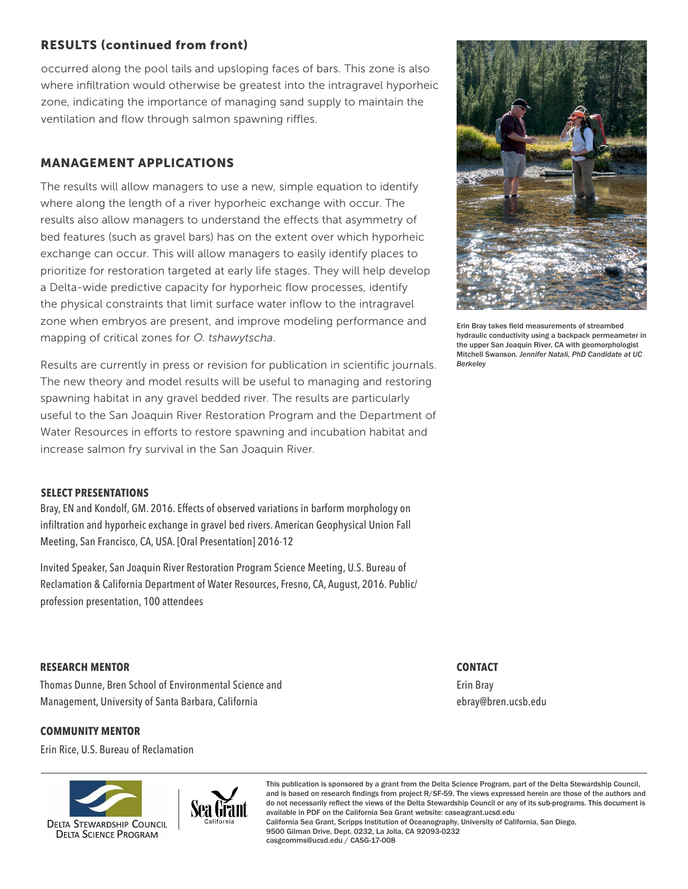## RESULTS (continued from front)

occurred along the pool tails and upsloping faces of bars. This zone is also where infiltration would otherwise be greatest into the intragravel hyporheic zone, indicating the importance of managing sand supply to maintain the ventilation and flow through salmon spawning riffles.

## MANAGEMENT APPLICATIONS

The results will allow managers to use a new, simple equation to identify where along the length of a river hyporheic exchange with occur. The results also allow managers to understand the effects that asymmetry of bed features (such as gravel bars) has on the extent over which hyporheic exchange can occur. This will allow managers to easily identify places to prioritize for restoration targeted at early life stages. They will help develop a Delta-wide predictive capacity for hyporheic flow processes, identify the physical constraints that limit surface water inflow to the intragravel zone when embryos are present, and improve modeling performance and mapping of critical zones for *O. tshawytscha*.

Results are currently in press or revision for publication in scientific journals. The new theory and model results will be useful to managing and restoring spawning habitat in any gravel bedded river. The results are particularly useful to the San Joaquin River Restoration Program and the Department of Water Resources in efforts to restore spawning and incubation habitat and increase salmon fry survival in the San Joaquin River.

Erin Bray takes field measurements of streambed hydraulic conductivity using a backpack permeameter in the upper San Joaquin River, CA with geomorphologist Mitchell Swanson. *Jennifer Natali, PhD Candidate at UC Berkeley*

### SELECT PRESENTATIONS

Bray, EN and Kondolf, GM. 2016. Effects of observed variations in barform morphology on infiltration and hyporheic exchange in gravel bed rivers. American Geophysical Union Fall Meeting, San Francisco, CA, USA. [Oral Presentation] 2016-12

Invited Speaker, San Joaquin River Restoration Program Science Meeting, U.S. Bureau of Reclamation & California Department of Water Resources, Fresno, CA, August, 2016. Public/profession presentation, 100 attendees

### RESEARCH MENTOR

Thomas Dunne, Bren School of Environmental Science and Management, University of Santa Barbara, California

### COMMUNITY MENTOR

Erin Rice, U.S. Bureau of Reclamation

### CONTACT

Erin Bray
ebray@bren.ucsb.edu

DELTA STEWARDSHIP COUNCIL
DELTA SCIENCE PROGRAM

Sea Grant California

This publication is sponsored by a grant from the Delta Science Program, part of the Delta Stewardship Council, and is based on research findings from project R/SF-59. The views expressed herein are those of the authors and do not necessarily reflect the views of the Delta Stewardship Council or any of its sub-programs. This document is available in PDF on the California Sea Grant website: caseagrant.ucsd.edu
California Sea Grant, Scripps Institution of Oceanography, University of California, San Diego, 9500 Gilman Drive, Dept. 0232, La Jolla, CA 92093-0232
casgcomms@ucsd.edu / CASG-17-008